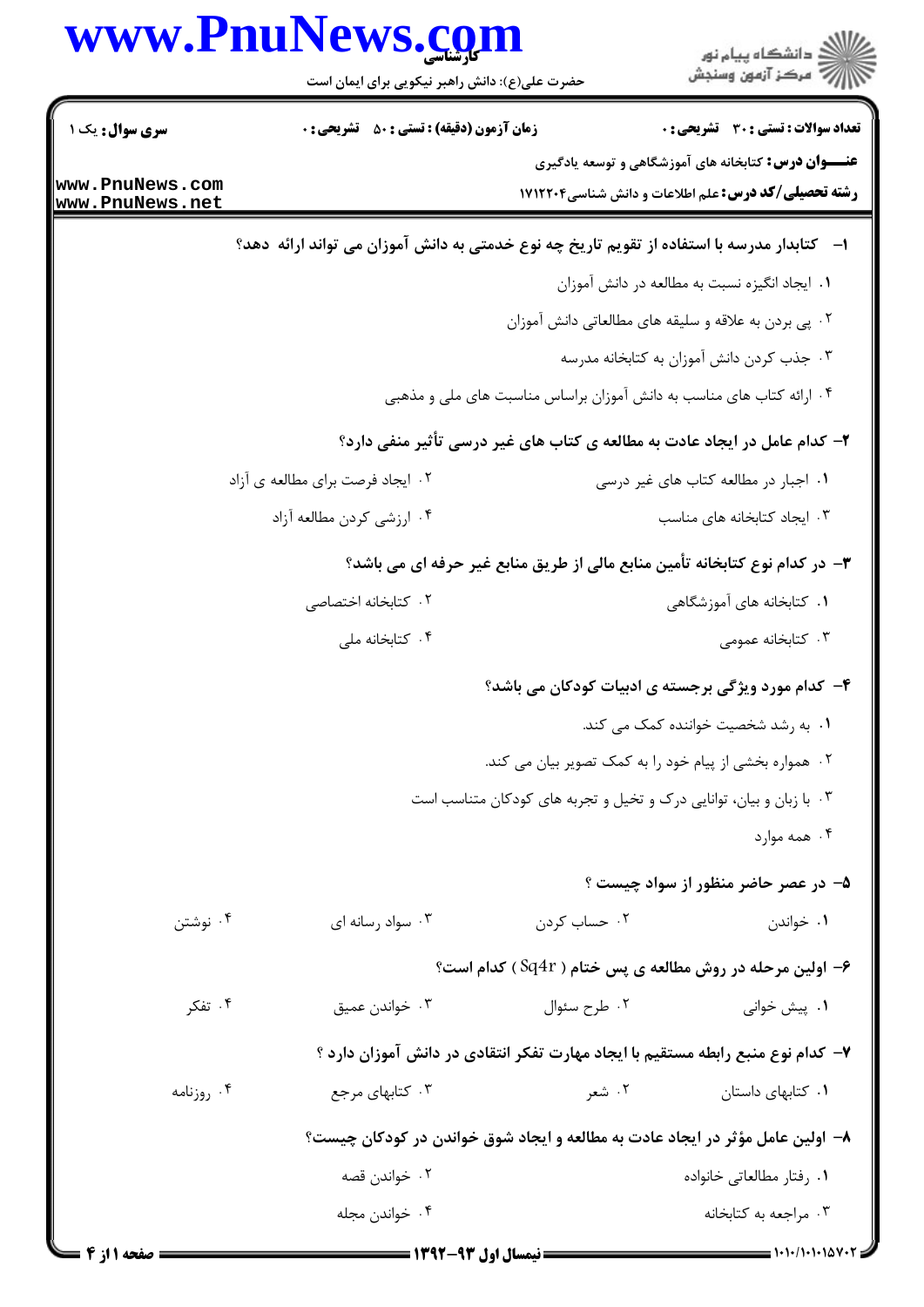**سری سوال:** یک ۱

**زمان آزمون (دقیقه) : تستی : ۵۰ تشریحی : ۰**

**تعداد سوالات : تستی : ۳۰ تشریحی : ۰**

**عنـــوان درس:** کتابخانه های آموزشگاهی و توسعه یادگیری

**رشته تحصیلی/کد درس:** علم اطلاعات و دانش شناسی۱۷۱۲۲۰۴

**۱-** کتابدار مدرسه با استفاده از تقویم تاریخ چه نوع خدمتی به دانش آموزان می تواند ارائه دهد؟

۱. ایجاد انگیزه نسبت به مطالعه در دانش آموزان

۲. پی بردن به علاقه و سلیقه های مطالعاتی دانش آموزان

۳. جذب کردن دانش آموزان به کتابخانه مدرسه

۴. ارائه کتاب های مناسب به دانش آموزان براساس مناسبت های ملی و مذهبی

**۲-** کدام عامل در ایجاد عادت به مطالعه ی کتاب های غیر درسی تأثیر منفی دارد؟

۱. اجبار در مطالعه کتاب های غیر درسی

۲. ایجاد فرصت برای مطالعه ی آزاد

۳. ایجاد کتابخانه های مناسب

۴. ارزشی کردن مطالعه آزاد

**۳-** در کدام نوع کتابخانه تأمین منابع مالی از طریق منابع غیر حرفه ای می باشد؟

۱. کتابخانه های آموزشگاهی

۲. کتابخانه اختصاصی

۳. کتابخانه عمومی

۴. کتابخانه ملی

**۴-** کدام مورد ویژگی برجسته ی ادبیات کودکان می باشد؟

۱. به رشد شخصیت خواننده کمک می کند.

۲. همواره بخشی از پیام خود را به کمک تصویر بیان می کند.

۳. با زبان و بیان، توانایی درک و تخیل و تجربه های کودکان متناسب است

۴. همه موارد

**۵-** در عصر حاضر منظور از سواد چیست ؟

۱. خواندن

۲. حساب کردن

۳. سواد رسانه ای

۴. نوشتن

**۶-** اولین مرحله در روش مطالعه ی پس خنام ( Sq4r ) کدام است؟

۱. پیش خوانی

۲. طرح سئوال

۳. خواندن عمیق

۴. تفکر

**۷-** کدام نوع منبع رابطه مستقیم با ایجاد مهارت تفکر انتقادی در دانش آموزان دارد ؟

۱. کتابهای داستان

۲. شعر

۳. کتابهای مرجع

۴. روزنامه

**۸-** اولین عامل مؤثر در ایجاد عادت به مطالعه و ایجاد شوق خواندن در کودکان چیست؟

۱. رفتار مطالعاتی خانواده

۲. خواندن قصه

۳. مراجعه به کتابخانه

۴. خواندن مجله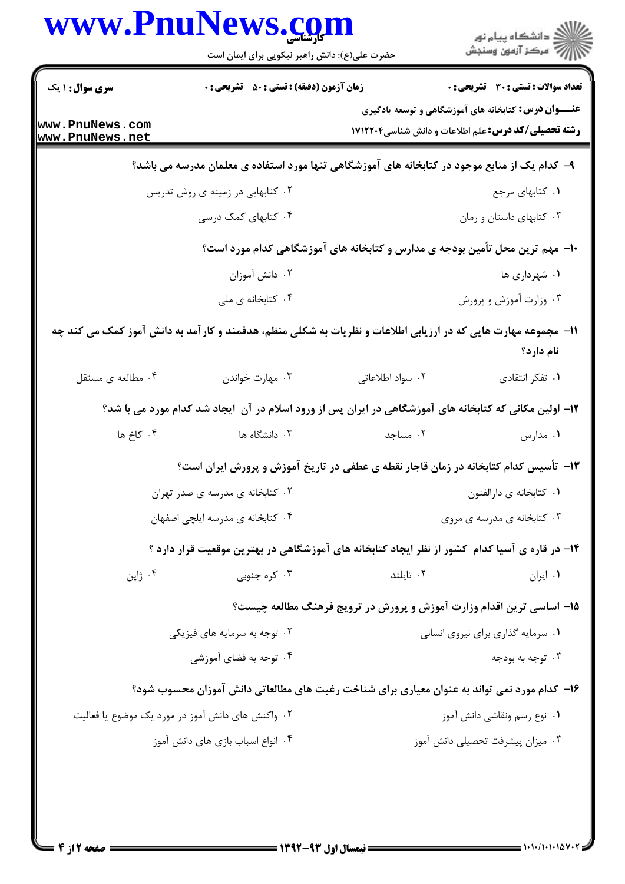۹- کدام یک از منابع موجود در کتابخانه های آموزشگاهی تنها مورد استفاده ی معلمان مدرسه می باشد؟

۱. کتابهای مرجع
۲. کتابهایی در زمینه ی روش تدریس
۳. کتابهای داستان و رمان
۴. کتابهای کمک درسی

۱۰- مهم ترین محل تأمین بودجه ی مدارس و کتابخانه های آموزشگاهی کدام مورد است؟

۱. شهرداری ها
۲. دانش آموزان
۳. وزارت آموزش و پرورش
۴. کتابخانه ی ملی

۱۱- مجموعه مهارت هایی که در ارزیابی اطلاعات و نظریات به شکلی منظم، هدفمند و کارآمد به دانش آموز کمک می کند چه نام دارد؟

۱. تفکر انتقادی
۲. سواد اطلاعاتی
۳. مهارت خواندن
۴. مطالعه ی مستقل

۱۲- اولین مکانی که کتابخانه های آموزشگاهی در ایران پس از ورود اسلام در آن ایجاد شد کدام مورد می با شد؟

۱. مدارس
۲. مساجد
۳. دانشگاه ها
۴. کاخ ها

۱۳- تأسیس کدام کتابخانه در زمان قاجار نقطه ی عطفی در تاریخ آموزش و پرورش ایران است؟

۱. کتابخانه ی دارالفنون
۲. کتابخانه ی مدرسه ی صدر تهران
۳. کتابخانه ی مدرسه ی مروی
۴. کتابخانه ی مدرسه ایلچی اصفهان

۱۴- در قاره ی آسیا کدام کشور از نظر ایجاد کتابخانه های آموزشگاهی در بهترین موقعیت قرار دارد ؟

۱. ایران
۲. تایلند
۳. کره جنوبی
۴. ژاپن

۱۵- اساسی ترین اقدام وزارت آموزش و پرورش در ترویج فرهنگ مطالعه چیست؟

۱. سرمایه گذاری برای نیروی انسانی
۲. توجه به سرمایه های فیزیکی
۳. توجه به بودجه
۴. توجه به فضای آموزشی

۱۶- کدام مورد نمی تواند به عنوان معیاری برای شناخت رغبت های مطالعاتی دانش آموزان محسوب شود؟

۱. نوع رسم ونقاشی دانش آموز
۲. واکنش های دانش آموز در مورد یک موضوع یا فعالیت
۳. میزان پیشرفت تحصیلی دانش آموز
۴. انواع اسباب بازی های دانش آموز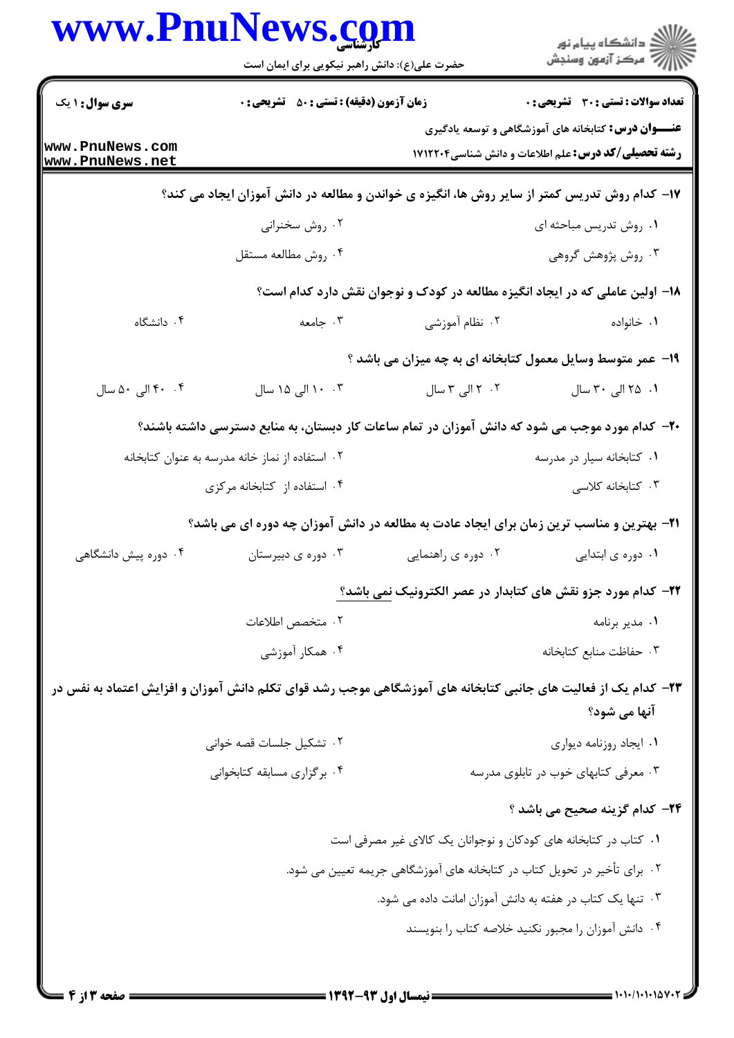**سری سوال:** ۱ یک | **زمان آزمون (دقیقه) : تستی :** ۵۰ **تشریحی :** ۰ | **تعداد سوالات : تستی :** ۳۰ **تشریحی :** ۰

**عنـــوان درس:** کتابخانه های آموزشگاهی و توسعه یادگیری

**رشته تحصیلی/کد درس:** علم اطلاعات و دانش شناسی۱۷۱۲۲۰۴

۱۷- کدام روش تدریس کمتر از سایر روش ها، انگیزه ی خواندن و مطالعه در دانش آموزان ایجاد می کند؟

۱. روش تدریس مباحثه ای
۲. روش سخنرانی
۳. روش پژوهش گروهی
۴. روش مطالعه مستقل

۱۸- اولین عاملی که در ایجاد انگیزه مطالعه در کودک و نوجوان نقش دارد کدام است؟

۱. خانواده
۲. نظام آموزشی
۳. جامعه
۴. دانشگاه

۱۹- عمر متوسط وسایل معمول کتابخانه ای به چه میزان می باشد ؟

۱. ۲۵ الی ۳۰ سال
۲. ۲ الی ۳ سال
۳. ۱۰ الی ۱۵ سال
۴. ۴۰ الی ۵۰ سال

۲۰- کدام مورد موجب می شود که دانش آموزان در تمام ساعات کار دبستان، به منابع دسترسی داشته باشند؟

۱. کتابخانه سیار در مدرسه
۲. استفاده از نماز خانه مدرسه به عنوان کتابخانه
۳. کتابخانه کلاسی
۴. استفاده از کتابخانه مرکزی

۲۱- بهترین و مناسب ترین زمان برای ایجاد عادت به مطالعه در دانش آموزان چه دوره ای می باشد؟

۱. دوره ی ابتدایی
۲. دوره ی راهنمایی
۳. دوره ی دبیرستان
۴. دوره پیش دانشگاهی

۲۲- کدام مورد جزو نقش های کتابدار در عصر الکترونیک نمی باشد؟

۱. مدیر برنامه
۲. متخصص اطلاعات
۳. حفاظت منابع کتابخانه
۴. همکار آموزشی

۲۳- کدام یک از فعالیت های جانبی کتابخانه های آموزشگاهی موجب رشد قوای تکلم دانش آموزان و افزایش اعتماد به نفس در آنها می شود؟

۱. ایجاد روزنامه دیواری
۲. تشکیل جلسات قصه خوانی
۳. معرفی کتابهای خوب در تابلوی مدرسه
۴. برگزاری مسابقه کتابخوانی

۲۴- کدام گزینه صحیح می باشد ؟

۱. کتاب در کتابخانه های کودکان و نوجوانان یک کالای غیر مصرفی است
۲. برای تأخیر در تحویل کتاب در کتابخانه های آموزشگاهی جریمه تعیین می شود.
۳. تنها یک کتاب در هفته به دانش آموزان امانت داده می شود.
۴. دانش آموزان را مجبور نکنید خلاصه کتاب را بنویسند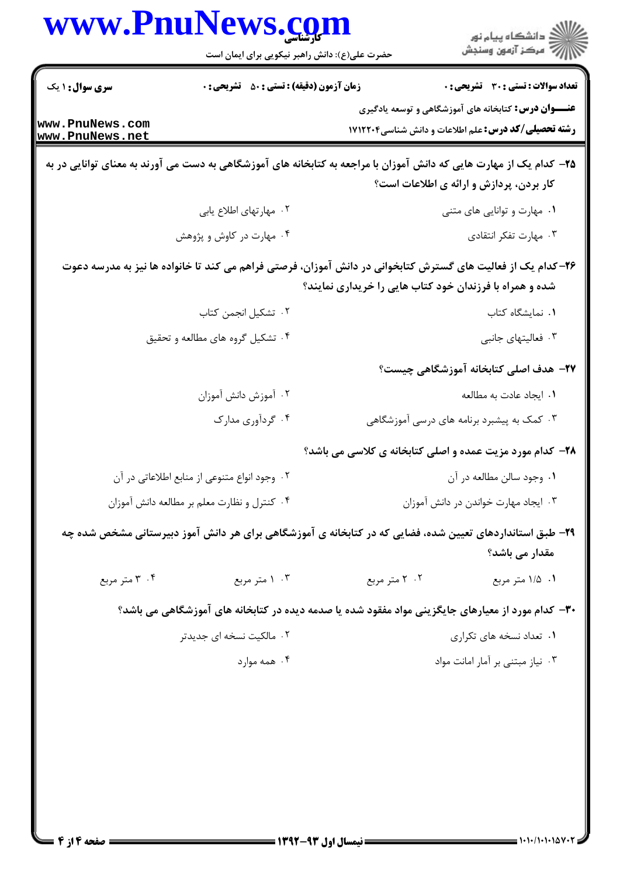**۲۵- کدام یک از مهارت هایی که دانش آموزان با مراجعه به کتابخانه های آموزشگاهی به دست می آورند به معنای توانایی در به کار بردن، پردازش و ارائه ی اطلاعات است؟**

۱. مهارت و توانایی های متنی

۲. مهارتهای اطلاع یابی

۳. مهارت تفکر انتقادی

۴. مهارت در کاوش و پژوهش

**۲۶-کدام یک از فعالیت های گسترش کتابخوانی در دانش آموزان، فرصتی فراهم می کند تا خانواده ها نیز به مدرسه دعوت شده و همراه با فرزندان خود کتاب هایی را خریداری نمایند؟**

۱. نمایشگاه کتاب

۲. تشکیل انجمن کتاب

۳. فعالیتهای جانبی

۴. تشکیل گروه های مطالعه و تحقیق

**۲۷- هدف اصلی کتابخانه آموزشگاهی چیست؟**

۱. ایجاد عادت به مطالعه

۲. آموزش دانش آموزان

۳. کمک به پیشبرد برنامه های درسی آموزشگاهی

۴. گردآوری مدارک

**۲۸- کدام مورد مزیت عمده و اصلی کتابخانه ی کلاسی می باشد؟**

۱. وجود سالن مطالعه در آن

۲. وجود انواع متنوعی از منابع اطلاعاتی در آن

۳. ایجاد مهارت خواندن در دانش آموزان

۴. کنترل و نظارت معلم بر مطالعه دانش آموزان

**۲۹- طبق استانداردهای تعیین شده، فضایی که در کتابخانه ی آموزشگاهی برای هر دانش آموز دبیرستانی مشخص شده چه مقدار می باشد؟**

۱. ۱/۵ متر مربع

۲. ۲ متر مربع

۳. ۱ متر مربع

۴. ۳ متر مربع

**۳۰- کدام مورد از معیارهای جایگزینی مواد مفقود شده یا صدمه دیده در کتابخانه های آموزشگاهی می باشد؟**

۱. تعداد نسخه های تکراری

۲. مالکیت نسخه ای جدیدتر

۳. نیاز مبتنی بر آمار امانت مواد

۴. همه موارد